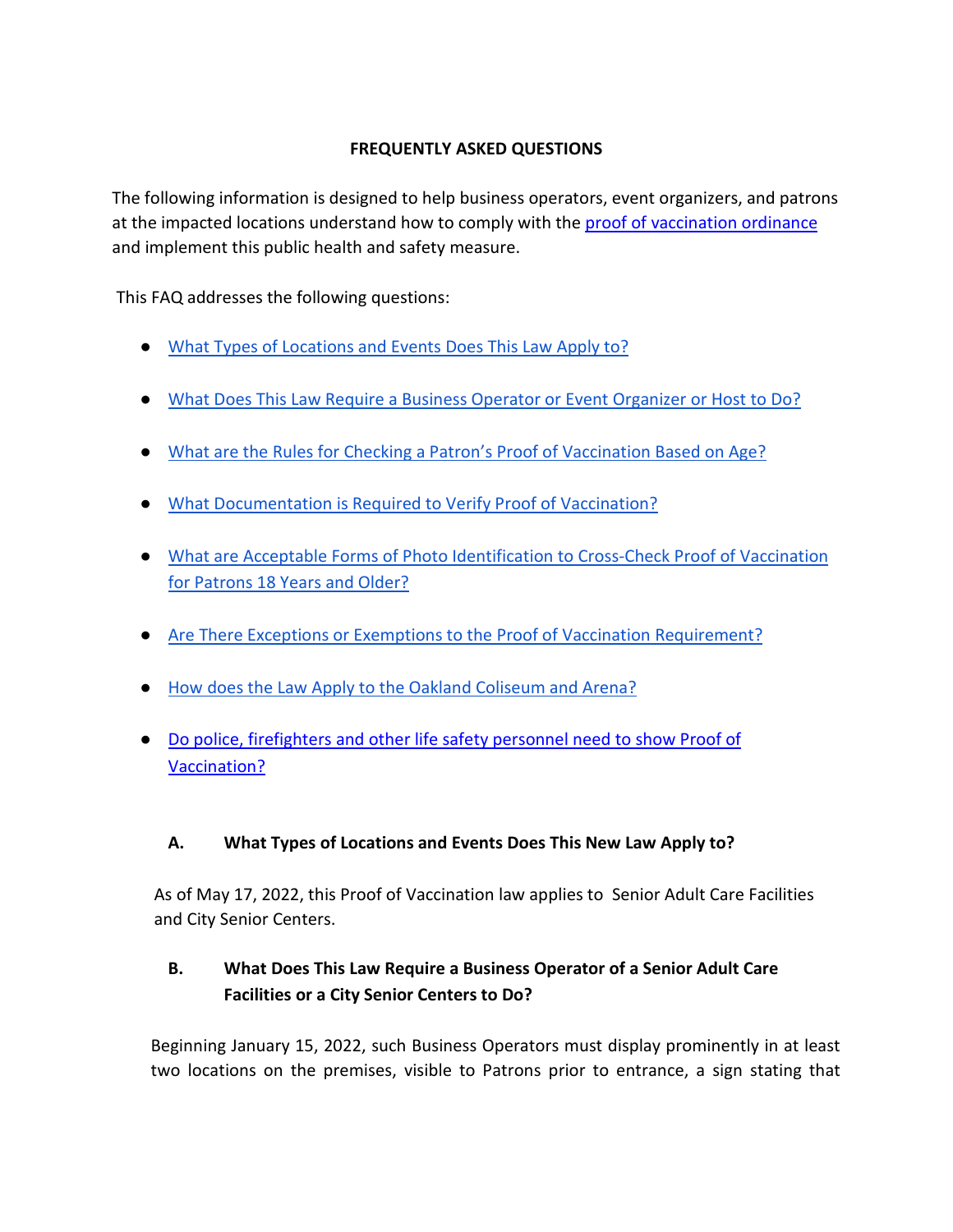## FREQUENTLY ASKED QUESTIONS

The following information is designed to help business operators, event organizers, and patrons at the impacted locations understand how to comply with the [proof of vaccination ordinance](#) and implement this public health and safety measure.

This FAQ addresses the following questions:

- [What Types of Locations and Events Does This Law Apply to?](#)
- [What Does This Law Require a Business Operator or Event Organizer or Host to Do?](#)
- [What are the Rules for Checking a Patron's Proof of Vaccination Based on Age?](#)
- [What Documentation is Required to Verify Proof of Vaccination?](#)
- [What are Acceptable Forms of Photo Identification to Cross-Check Proof of Vaccination for Patrons 18 Years and Older?](#)
- [Are There Exceptions or Exemptions to the Proof of Vaccination Requirement?](#)
- [How does the Law Apply to the Oakland Coliseum and Arena?](#)
- [Do police, firefighters and other life safety personnel need to show Proof of Vaccination?](#)

### A. What Types of Locations and Events Does This New Law Apply to?

As of May 17, 2022, this Proof of Vaccination law applies to Senior Adult Care Facilities and City Senior Centers.

### B. What Does This Law Require a Business Operator of a Senior Adult Care Facilities or a City Senior Centers to Do?

Beginning January 15, 2022, such Business Operators must display prominently in at least two locations on the premises, visible to Patrons prior to entrance, a sign stating that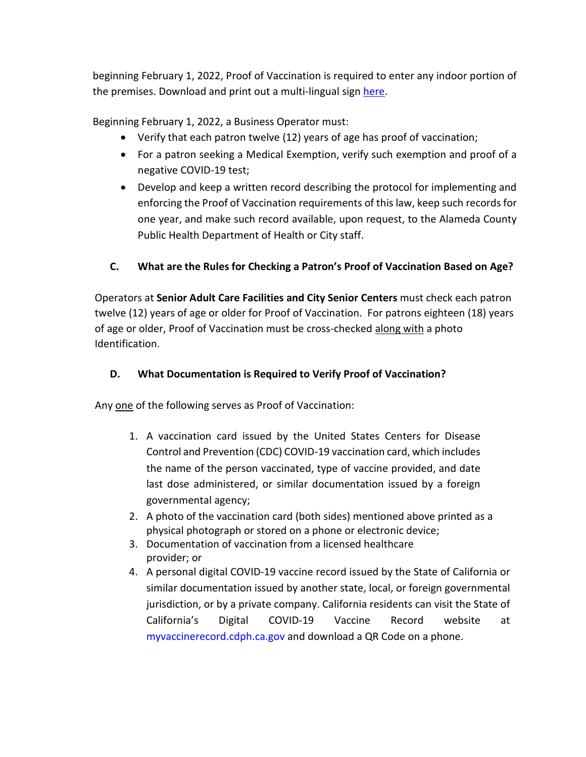beginning February 1, 2022, Proof of Vaccination is required to enter any indoor portion of the premises. Download and print out a multi-lingual sign here.

Beginning February 1, 2022, a Business Operator must:

- Verify that each patron twelve (12) years of age has proof of vaccination;
- For a patron seeking a Medical Exemption, verify such exemption and proof of a negative COVID-19 test;
- Develop and keep a written record describing the protocol for implementing and enforcing the Proof of Vaccination requirements of this law, keep such records for one year, and make such record available, upon request, to the Alameda County Public Health Department of Health or City staff.

## C. What are the Rules for Checking a Patron's Proof of Vaccination Based on Age?

Operators at **Senior Adult Care Facilities and City Senior Centers** must check each patron twelve (12) years of age or older for Proof of Vaccination. For patrons eighteen (18) years of age or older, Proof of Vaccination must be cross-checked along with a photo Identification.

## D. What Documentation is Required to Verify Proof of Vaccination?

Any one of the following serves as Proof of Vaccination:

1. A vaccination card issued by the United States Centers for Disease Control and Prevention (CDC) COVID-19 vaccination card, which includes the name of the person vaccinated, type of vaccine provided, and date last dose administered, or similar documentation issued by a foreign governmental agency;
2. A photo of the vaccination card (both sides) mentioned above printed as a physical photograph or stored on a phone or electronic device;
3. Documentation of vaccination from a licensed healthcare provider; or
4. A personal digital COVID-19 vaccine record issued by the State of California or similar documentation issued by another state, local, or foreign governmental jurisdiction, or by a private company. California residents can visit the State of California's Digital COVID-19 Vaccine Record website at myvaccinerecord.cdph.ca.gov and download a QR Code on a phone.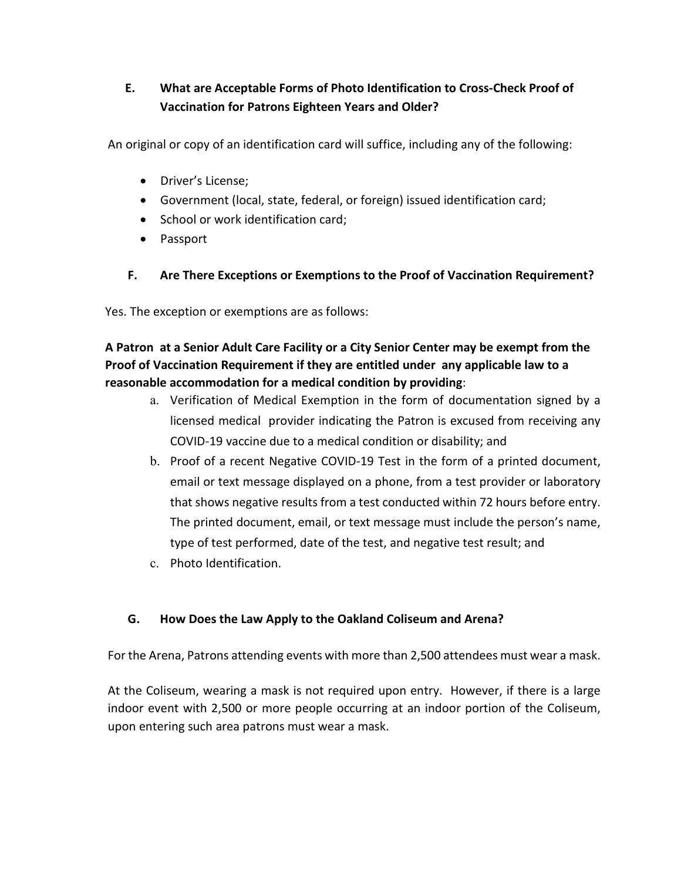## E. What are Acceptable Forms of Photo Identification to Cross-Check Proof of Vaccination for Patrons Eighteen Years and Older?

An original or copy of an identification card will suffice, including any of the following:

- Driver's License;
- Government (local, state, federal, or foreign) issued identification card;
- School or work identification card;
- Passport

## F. Are There Exceptions or Exemptions to the Proof of Vaccination Requirement?

Yes. The exception or exemptions are as follows:

**A Patron at a Senior Adult Care Facility or a City Senior Center may be exempt from the Proof of Vaccination Requirement if they are entitled under any applicable law to a reasonable accommodation for a medical condition by providing**:

a. Verification of Medical Exemption in the form of documentation signed by a licensed medical provider indicating the Patron is excused from receiving any COVID-19 vaccine due to a medical condition or disability; and

b. Proof of a recent Negative COVID-19 Test in the form of a printed document, email or text message displayed on a phone, from a test provider or laboratory that shows negative results from a test conducted within 72 hours before entry. The printed document, email, or text message must include the person's name, type of test performed, date of the test, and negative test result; and

c. Photo Identification.

## G. How Does the Law Apply to the Oakland Coliseum and Arena?

For the Arena, Patrons attending events with more than 2,500 attendees must wear a mask.

At the Coliseum, wearing a mask is not required upon entry. However, if there is a large indoor event with 2,500 or more people occurring at an indoor portion of the Coliseum, upon entering such area patrons must wear a mask.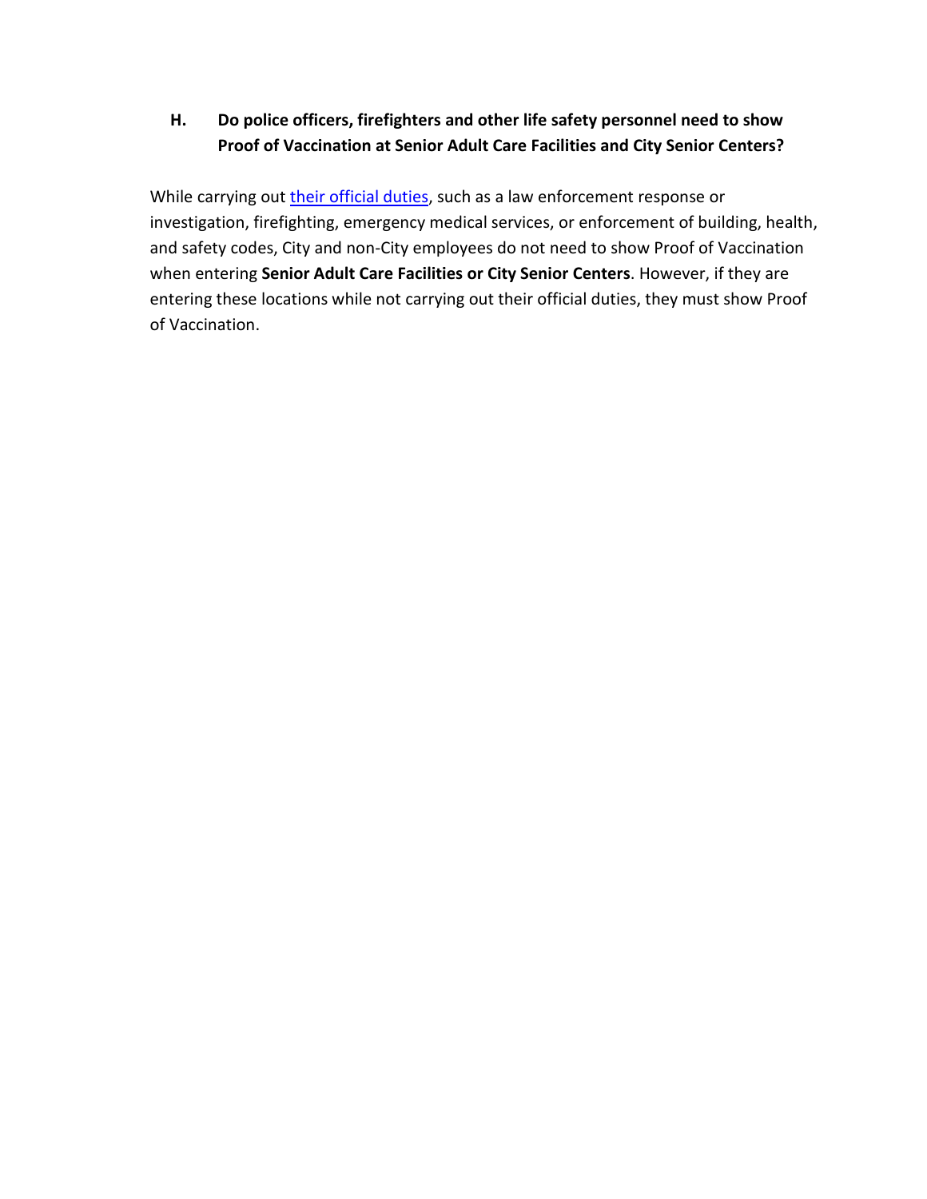### H. Do police officers, firefighters and other life safety personnel need to show Proof of Vaccination at Senior Adult Care Facilities and City Senior Centers?

While carrying out their official duties, such as a law enforcement response or investigation, firefighting, emergency medical services, or enforcement of building, health, and safety codes, City and non-City employees do not need to show Proof of Vaccination when entering **Senior Adult Care Facilities or City Senior Centers**. However, if they are entering these locations while not carrying out their official duties, they must show Proof of Vaccination.